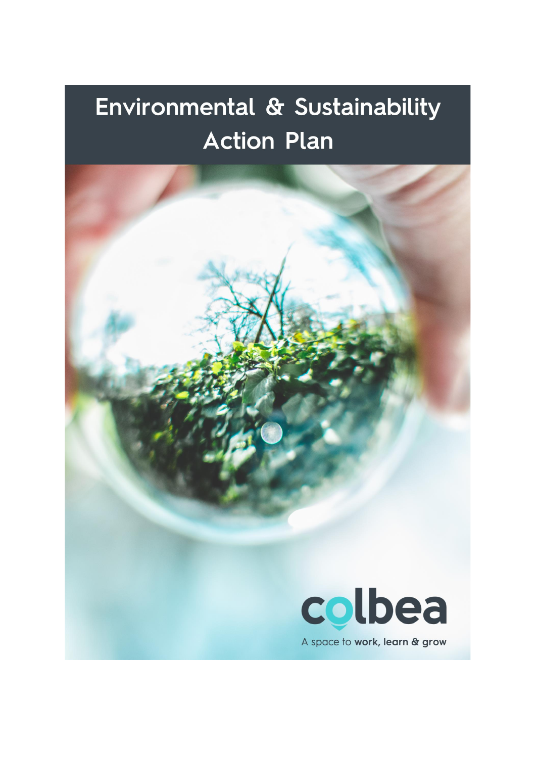# Environmental & Sustainability Action Plan

colbea

A space to **work, learn & grow**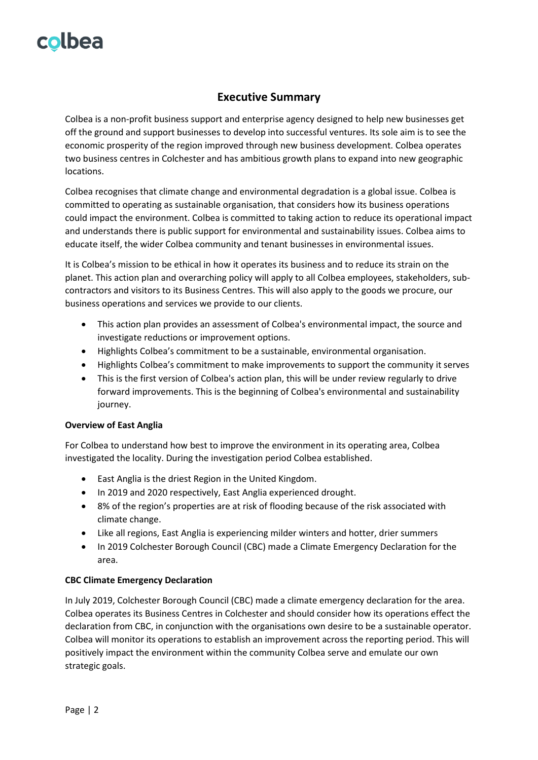## Executive Summary

Colbea is a non-profit business support and enterprise agency designed to help new businesses get off the ground and support businesses to develop into successful ventures. Its sole aim is to see the economic prosperity of the region improved through new business development. Colbea operates two business centres in Colchester and has ambitious growth plans to expand into new geographic locations.

Colbea recognises that climate change and environmental degradation is a global issue. Colbea is committed to operating as sustainable organisation, that considers how its business operations could impact the environment. Colbea is committed to taking action to reduce its operational impact and understands there is public support for environmental and sustainability issues. Colbea aims to educate itself, the wider Colbea community and tenant businesses in environmental issues.

It is Colbea's mission to be ethical in how it operates its business and to reduce its strain on the planet. This action plan and overarching policy will apply to all Colbea employees, stakeholders, sub-contractors and visitors to its Business Centres. This will also apply to the goods we procure, our business operations and services we provide to our clients.

- This action plan provides an assessment of Colbea's environmental impact, the source and investigate reductions or improvement options.
- Highlights Colbea's commitment to be a sustainable, environmental organisation.
- Highlights Colbea's commitment to make improvements to support the community it serves
- This is the first version of Colbea's action plan, this will be under review regularly to drive forward improvements. This is the beginning of Colbea's environmental and sustainability journey.

**Overview of East Anglia**

For Colbea to understand how best to improve the environment in its operating area, Colbea investigated the locality. During the investigation period Colbea established.

- East Anglia is the driest Region in the United Kingdom.
- In 2019 and 2020 respectively, East Anglia experienced drought.
- 8% of the region's properties are at risk of flooding because of the risk associated with climate change.
- Like all regions, East Anglia is experiencing milder winters and hotter, drier summers
- In 2019 Colchester Borough Council (CBC) made a Climate Emergency Declaration for the area.

**CBC Climate Emergency Declaration**

In July 2019, Colchester Borough Council (CBC) made a climate emergency declaration for the area. Colbea operates its Business Centres in Colchester and should consider how its operations effect the declaration from CBC, in conjunction with the organisations own desire to be a sustainable operator. Colbea will monitor its operations to establish an improvement across the reporting period. This will positively impact the environment within the community Colbea serve and emulate our own strategic goals.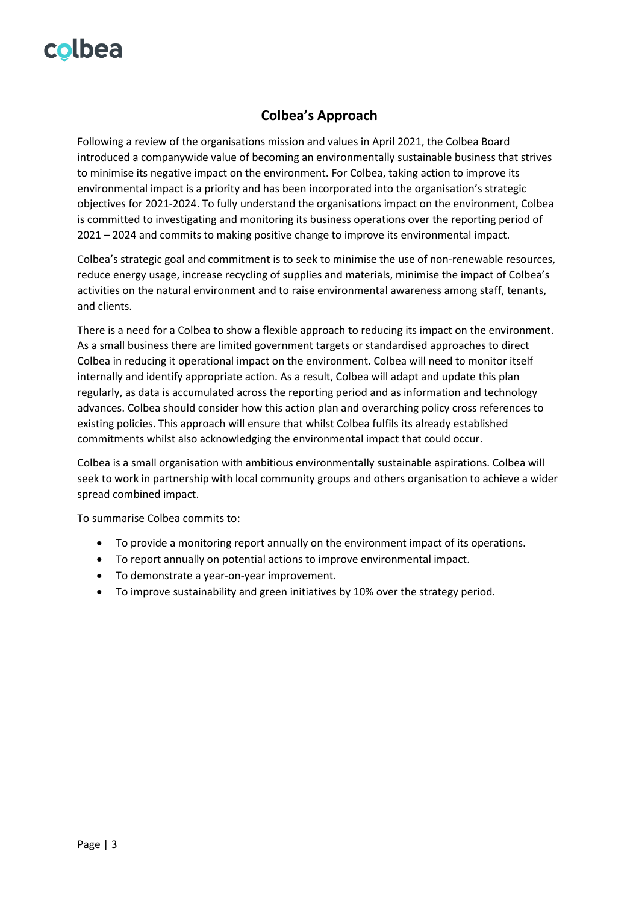## Colbea's Approach

Following a review of the organisations mission and values in April 2021, the Colbea Board introduced a companywide value of becoming an environmentally sustainable business that strives to minimise its negative impact on the environment. For Colbea, taking action to improve its environmental impact is a priority and has been incorporated into the organisation's strategic objectives for 2021-2024. To fully understand the organisations impact on the environment, Colbea is committed to investigating and monitoring its business operations over the reporting period of 2021 – 2024 and commits to making positive change to improve its environmental impact.

Colbea's strategic goal and commitment is to seek to minimise the use of non-renewable resources, reduce energy usage, increase recycling of supplies and materials, minimise the impact of Colbea's activities on the natural environment and to raise environmental awareness among staff, tenants, and clients.

There is a need for a Colbea to show a flexible approach to reducing its impact on the environment. As a small business there are limited government targets or standardised approaches to direct Colbea in reducing it operational impact on the environment. Colbea will need to monitor itself internally and identify appropriate action. As a result, Colbea will adapt and update this plan regularly, as data is accumulated across the reporting period and as information and technology advances. Colbea should consider how this action plan and overarching policy cross references to existing policies. This approach will ensure that whilst Colbea fulfils its already established commitments whilst also acknowledging the environmental impact that could occur.

Colbea is a small organisation with ambitious environmentally sustainable aspirations. Colbea will seek to work in partnership with local community groups and others organisation to achieve a wider spread combined impact.

To summarise Colbea commits to:

- To provide a monitoring report annually on the environment impact of its operations.
- To report annually on potential actions to improve environmental impact.
- To demonstrate a year-on-year improvement.
- To improve sustainability and green initiatives by 10% over the strategy period.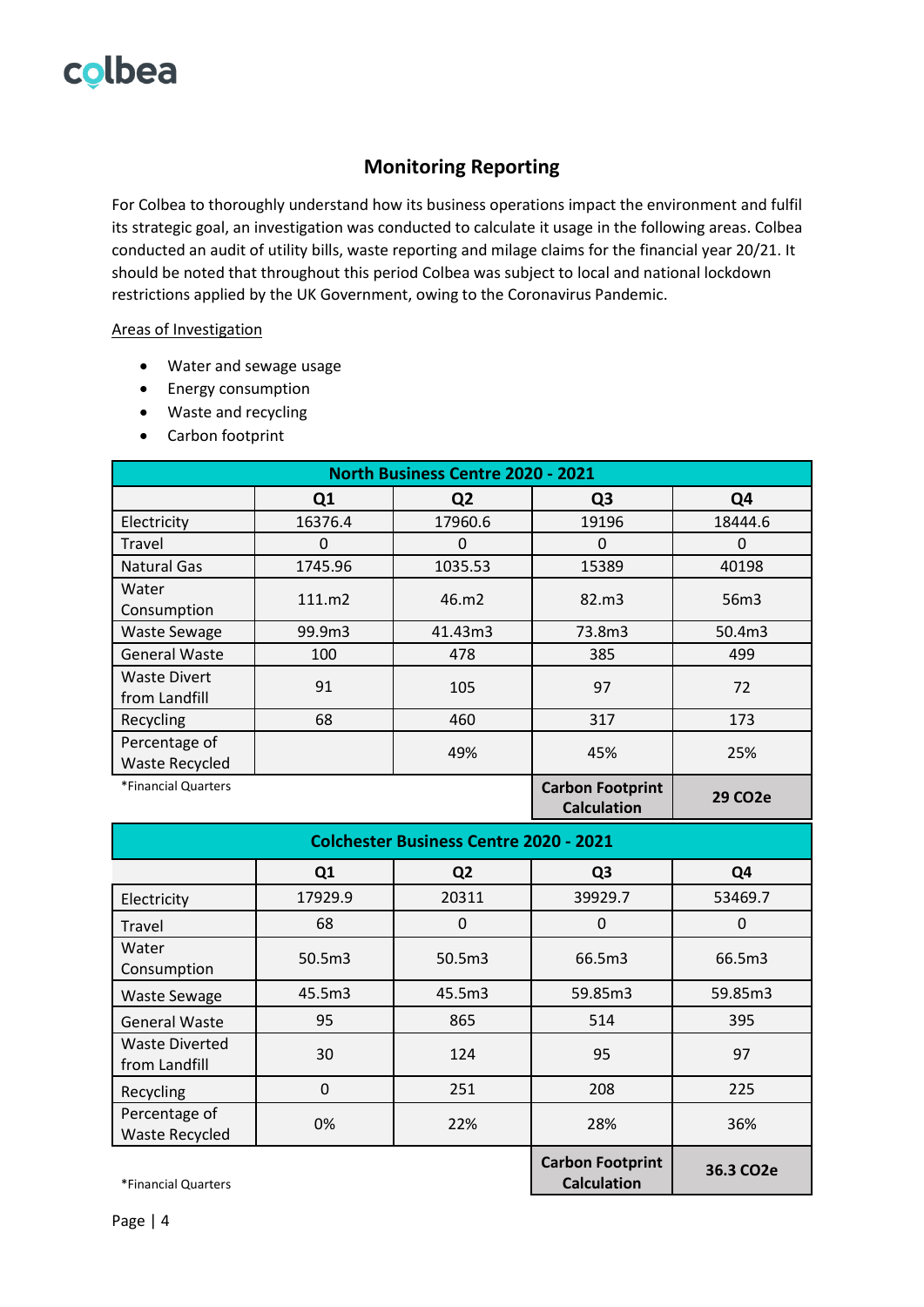## Monitoring Reporting

For Colbea to thoroughly understand how its business operations impact the environment and fulfil its strategic goal, an investigation was conducted to calculate it usage in the following areas. Colbea conducted an audit of utility bills, waste reporting and milage claims for the financial year 20/21. It should be noted that throughout this period Colbea was subject to local and national lockdown restrictions applied by the UK Government, owing to the Coronavirus Pandemic.

Areas of Investigation

- Water and sewage usage
- Energy consumption
- Waste and recycling
- Carbon footprint

| North Business Centre 2020 - 2021 | | | | |
|---|---|---|---|---|
| | **Q1** | **Q2** | **Q3** | **Q4** |
| Electricity | 16376.4 | 17960.6 | 19196 | 18444.6 |
| Travel | 0 | 0 | 0 | 0 |
| Natural Gas | 1745.96 | 1035.53 | 15389 | 40198 |
| Water Consumption | 111.m2 | 46.m2 | 82.m3 | 56m3 |
| Waste Sewage | 99.9m3 | 41.43m3 | 73.8m3 | 50.4m3 |
| General Waste | 100 | 478 | 385 | 499 |
| Waste Divert from Landfill | 91 | 105 | 97 | 72 |
| Recycling | 68 | 460 | 317 | 173 |
| Percentage of Waste Recycled | | 49% | 45% | 25% |
| *Financial Quarters | | | **Carbon Footprint Calculation** | **29 CO2e** |

| Colchester Business Centre 2020 - 2021 | | | | |
|---|---|---|---|---|
| | **Q1** | **Q2** | **Q3** | **Q4** |
| Electricity | 17929.9 | 20311 | 39929.7 | 53469.7 |
| Travel | 68 | 0 | 0 | 0 |
| Water Consumption | 50.5m3 | 50.5m3 | 66.5m3 | 66.5m3 |
| Waste Sewage | 45.5m3 | 45.5m3 | 59.85m3 | 59.85m3 |
| General Waste | 95 | 865 | 514 | 395 |
| Waste Diverted from Landfill | 30 | 124 | 95 | 97 |
| Recycling | 0 | 251 | 208 | 225 |
| Percentage of Waste Recycled | 0% | 22% | 28% | 36% |
| *Financial Quarters | | | **Carbon Footprint Calculation** | **36.3 CO2e** |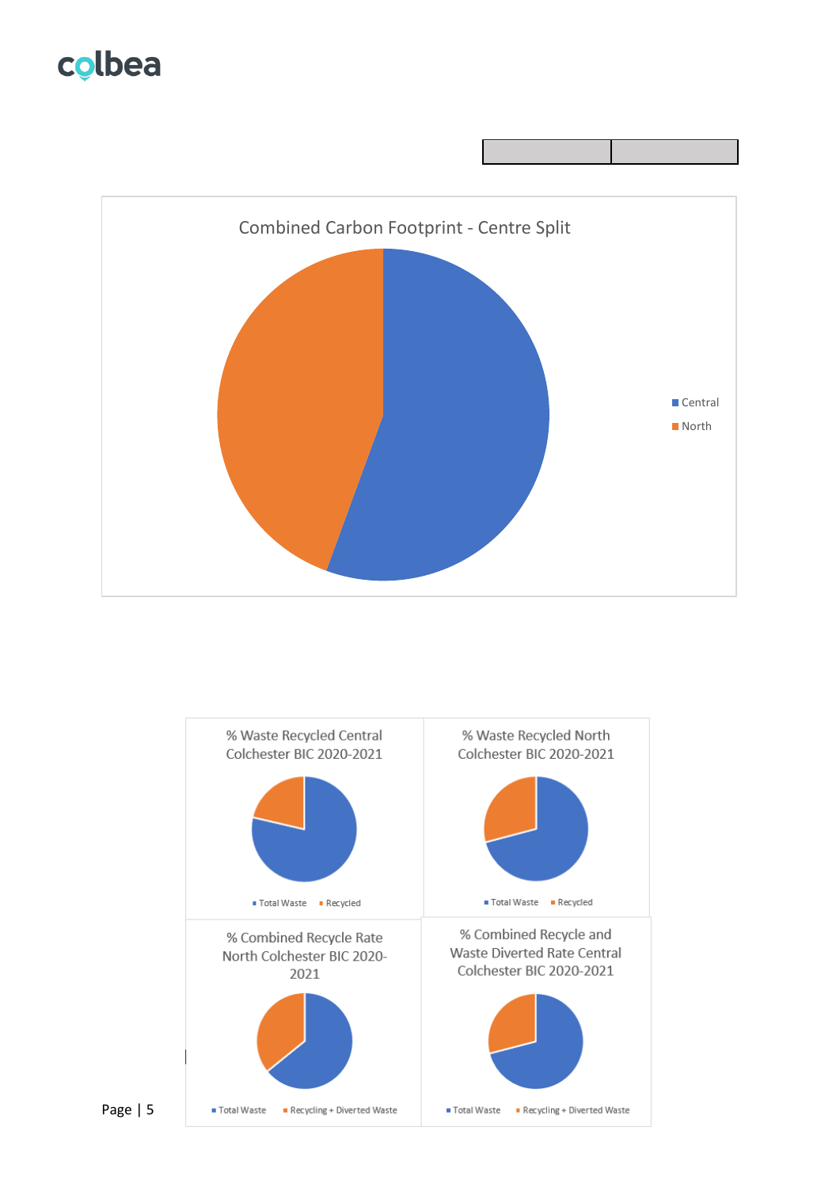Combined Carbon Footprint - Centre Split

- Central
- North

% Waste Recycled Central Colchester BIC 2020-2021

- Total Waste
- Recycled

% Waste Recycled North Colchester BIC 2020-2021

- Total Waste
- Recycled

% Combined Recycle Rate North Colchester BIC 2020-2021

- Total Waste
- Recycling + Diverted Waste

% Combined Recycle and Waste Diverted Rate Central Colchester BIC 2020-2021

- Total Waste
- Recycling + Diverted Waste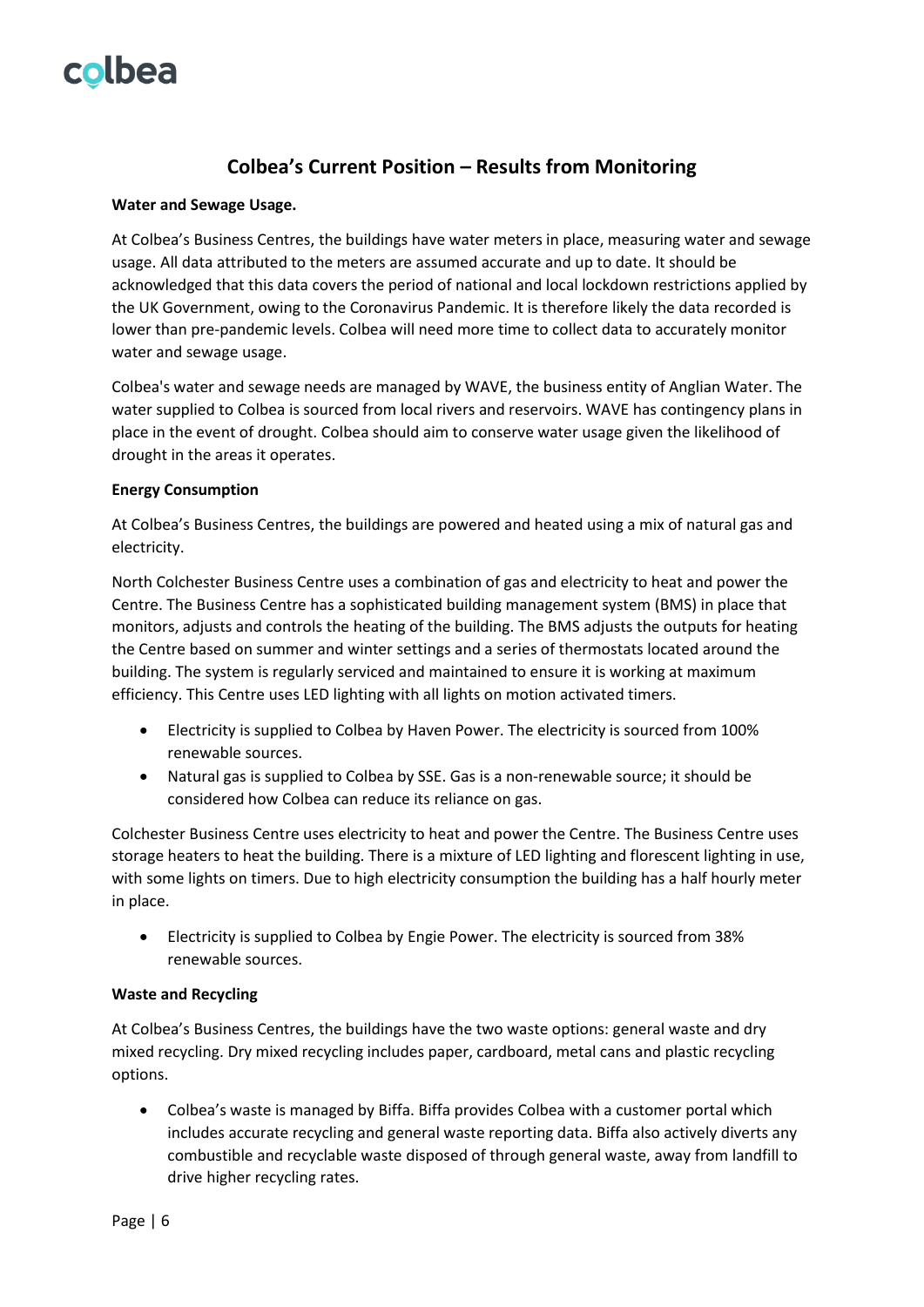## Colbea's Current Position – Results from Monitoring

**Water and Sewage Usage.**

At Colbea's Business Centres, the buildings have water meters in place, measuring water and sewage usage. All data attributed to the meters are assumed accurate and up to date. It should be acknowledged that this data covers the period of national and local lockdown restrictions applied by the UK Government, owing to the Coronavirus Pandemic. It is therefore likely the data recorded is lower than pre-pandemic levels. Colbea will need more time to collect data to accurately monitor water and sewage usage.

Colbea's water and sewage needs are managed by WAVE, the business entity of Anglian Water. The water supplied to Colbea is sourced from local rivers and reservoirs. WAVE has contingency plans in place in the event of drought. Colbea should aim to conserve water usage given the likelihood of drought in the areas it operates.

**Energy Consumption**

At Colbea's Business Centres, the buildings are powered and heated using a mix of natural gas and electricity.

North Colchester Business Centre uses a combination of gas and electricity to heat and power the Centre. The Business Centre has a sophisticated building management system (BMS) in place that monitors, adjusts and controls the heating of the building. The BMS adjusts the outputs for heating the Centre based on summer and winter settings and a series of thermostats located around the building. The system is regularly serviced and maintained to ensure it is working at maximum efficiency. This Centre uses LED lighting with all lights on motion activated timers.

- Electricity is supplied to Colbea by Haven Power. The electricity is sourced from 100% renewable sources.
- Natural gas is supplied to Colbea by SSE. Gas is a non-renewable source; it should be considered how Colbea can reduce its reliance on gas.

Colchester Business Centre uses electricity to heat and power the Centre. The Business Centre uses storage heaters to heat the building. There is a mixture of LED lighting and florescent lighting in use, with some lights on timers. Due to high electricity consumption the building has a half hourly meter in place.

- Electricity is supplied to Colbea by Engie Power. The electricity is sourced from 38% renewable sources.

**Waste and Recycling**

At Colbea's Business Centres, the buildings have the two waste options: general waste and dry mixed recycling. Dry mixed recycling includes paper, cardboard, metal cans and plastic recycling options.

- Colbea's waste is managed by Biffa. Biffa provides Colbea with a customer portal which includes accurate recycling and general waste reporting data. Biffa also actively diverts any combustible and recyclable waste disposed of through general waste, away from landfill to drive higher recycling rates.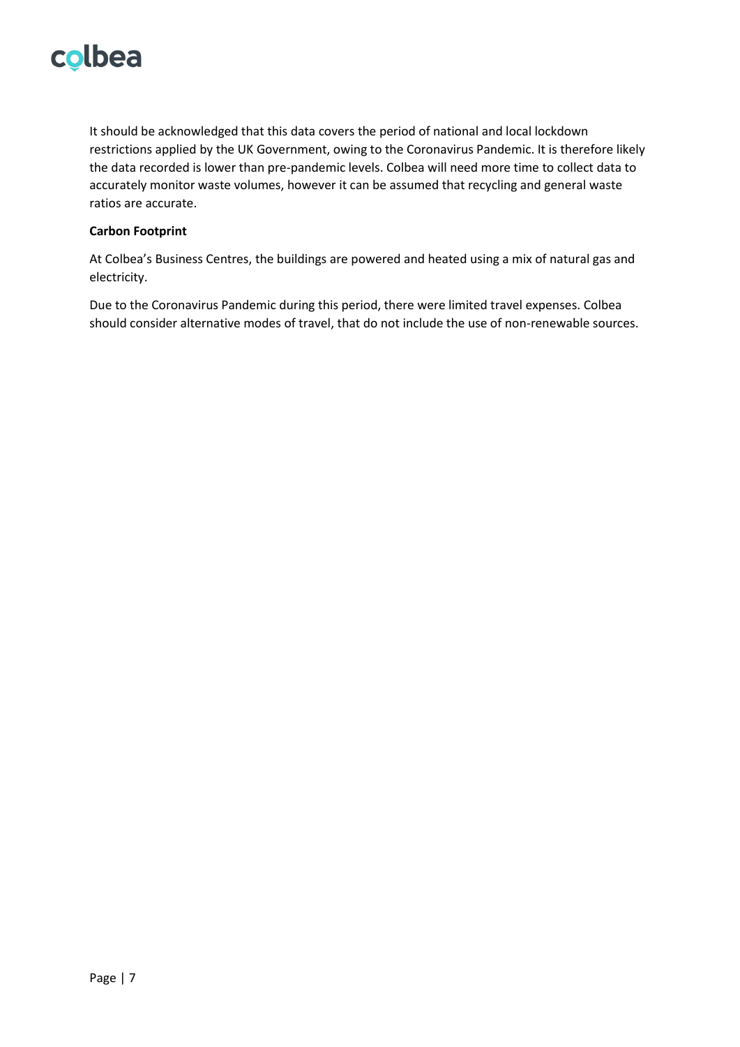It should be acknowledged that this data covers the period of national and local lockdown restrictions applied by the UK Government, owing to the Coronavirus Pandemic. It is therefore likely the data recorded is lower than pre-pandemic levels. Colbea will need more time to collect data to accurately monitor waste volumes, however it can be assumed that recycling and general waste ratios are accurate.

**Carbon Footprint**

At Colbea's Business Centres, the buildings are powered and heated using a mix of natural gas and electricity.

Due to the Coronavirus Pandemic during this period, there were limited travel expenses. Colbea should consider alternative modes of travel, that do not include the use of non-renewable sources.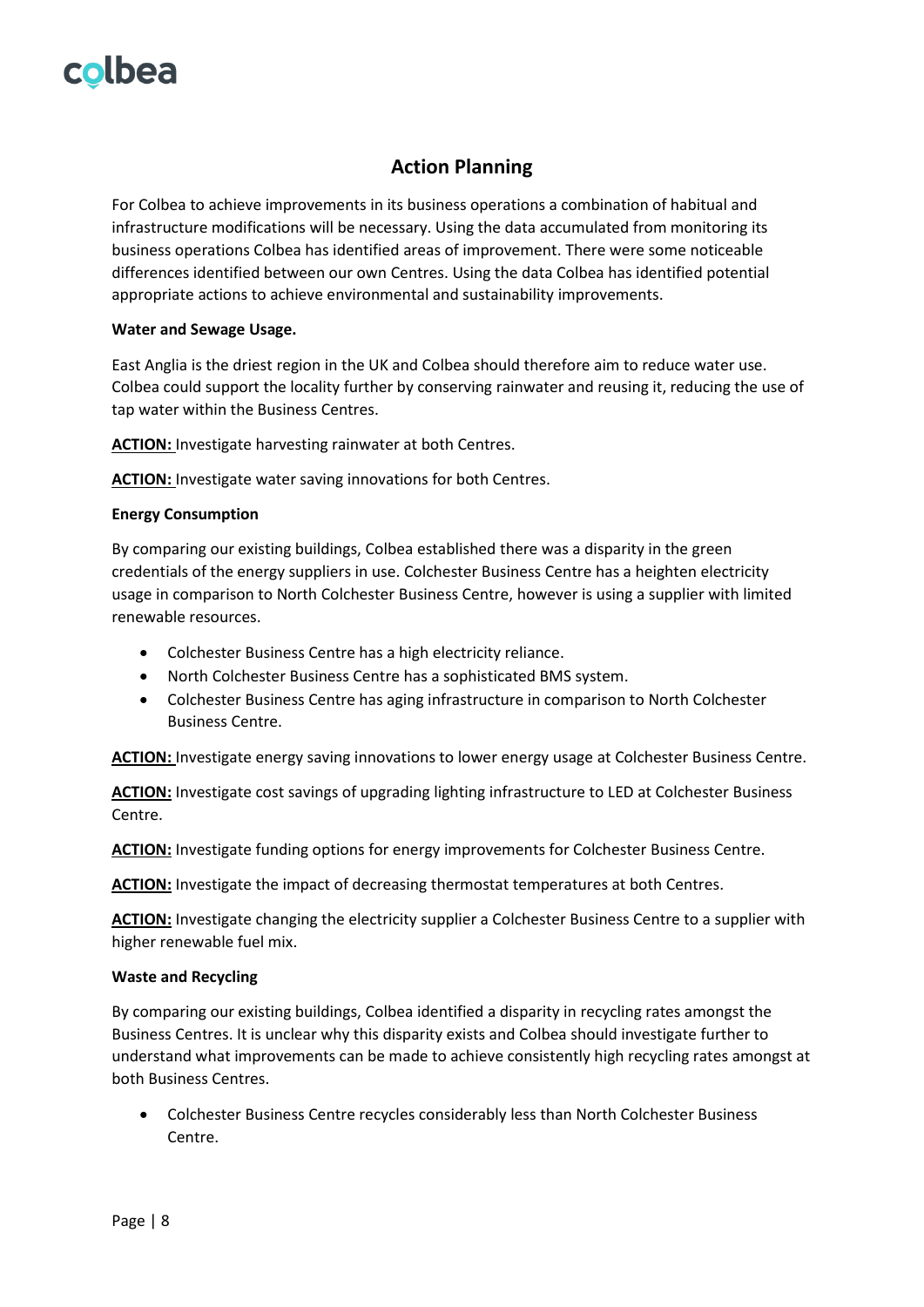## Action Planning

For Colbea to achieve improvements in its business operations a combination of habitual and infrastructure modifications will be necessary. Using the data accumulated from monitoring its business operations Colbea has identified areas of improvement. There were some noticeable differences identified between our own Centres. Using the data Colbea has identified potential appropriate actions to achieve environmental and sustainability improvements.

**Water and Sewage Usage.**

East Anglia is the driest region in the UK and Colbea should therefore aim to reduce water use. Colbea could support the locality further by conserving rainwater and reusing it, reducing the use of tap water within the Business Centres.

**ACTION:** Investigate harvesting rainwater at both Centres.

**ACTION:** Investigate water saving innovations for both Centres.

**Energy Consumption**

By comparing our existing buildings, Colbea established there was a disparity in the green credentials of the energy suppliers in use. Colchester Business Centre has a heighten electricity usage in comparison to North Colchester Business Centre, however is using a supplier with limited renewable resources.

- Colchester Business Centre has a high electricity reliance.
- North Colchester Business Centre has a sophisticated BMS system.
- Colchester Business Centre has aging infrastructure in comparison to North Colchester Business Centre.

**ACTION:** Investigate energy saving innovations to lower energy usage at Colchester Business Centre.

**ACTION:** Investigate cost savings of upgrading lighting infrastructure to LED at Colchester Business Centre.

**ACTION:** Investigate funding options for energy improvements for Colchester Business Centre.

**ACTION:** Investigate the impact of decreasing thermostat temperatures at both Centres.

**ACTION:** Investigate changing the electricity supplier a Colchester Business Centre to a supplier with higher renewable fuel mix.

**Waste and Recycling**

By comparing our existing buildings, Colbea identified a disparity in recycling rates amongst the Business Centres. It is unclear why this disparity exists and Colbea should investigate further to understand what improvements can be made to achieve consistently high recycling rates amongst at both Business Centres.

- Colchester Business Centre recycles considerably less than North Colchester Business Centre.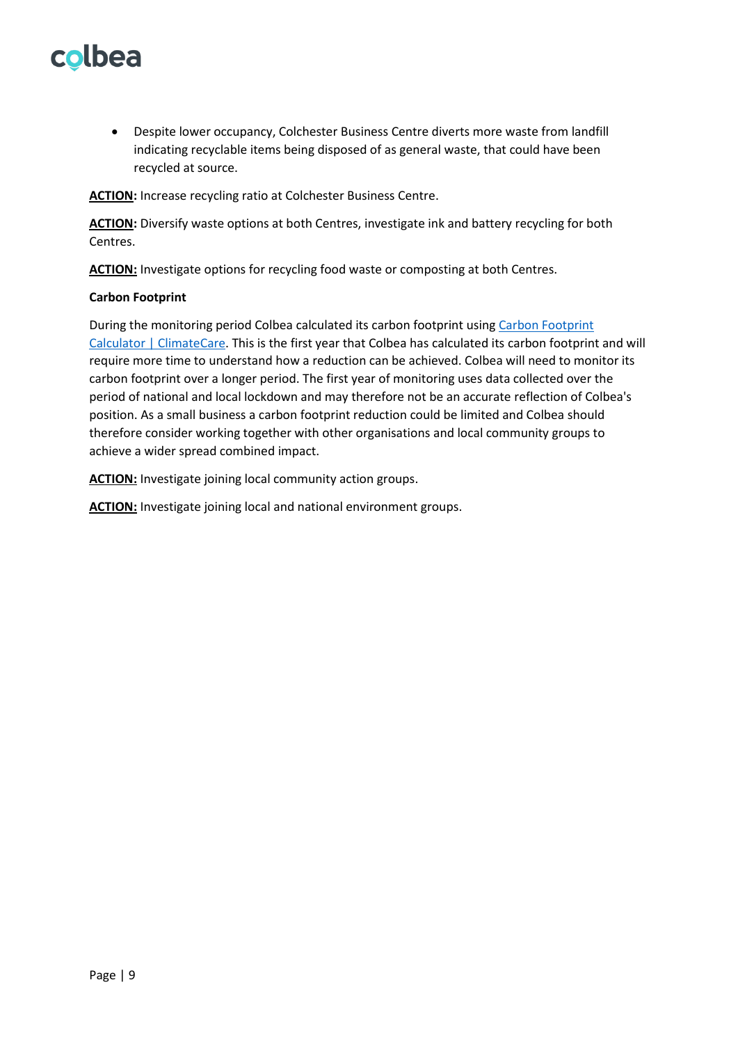- Despite lower occupancy, Colchester Business Centre diverts more waste from landfill indicating recyclable items being disposed of as general waste, that could have been recycled at source.

**ACTION:** Increase recycling ratio at Colchester Business Centre.

**ACTION:** Diversify waste options at both Centres, investigate ink and battery recycling for both Centres.

**ACTION:** Investigate options for recycling food waste or composting at both Centres.

**Carbon Footprint**

During the monitoring period Colbea calculated its carbon footprint using Carbon Footprint Calculator | ClimateCare. This is the first year that Colbea has calculated its carbon footprint and will require more time to understand how a reduction can be achieved. Colbea will need to monitor its carbon footprint over a longer period. The first year of monitoring uses data collected over the period of national and local lockdown and may therefore not be an accurate reflection of Colbea's position. As a small business a carbon footprint reduction could be limited and Colbea should therefore consider working together with other organisations and local community groups to achieve a wider spread combined impact.

**ACTION:** Investigate joining local community action groups.

**ACTION:** Investigate joining local and national environment groups.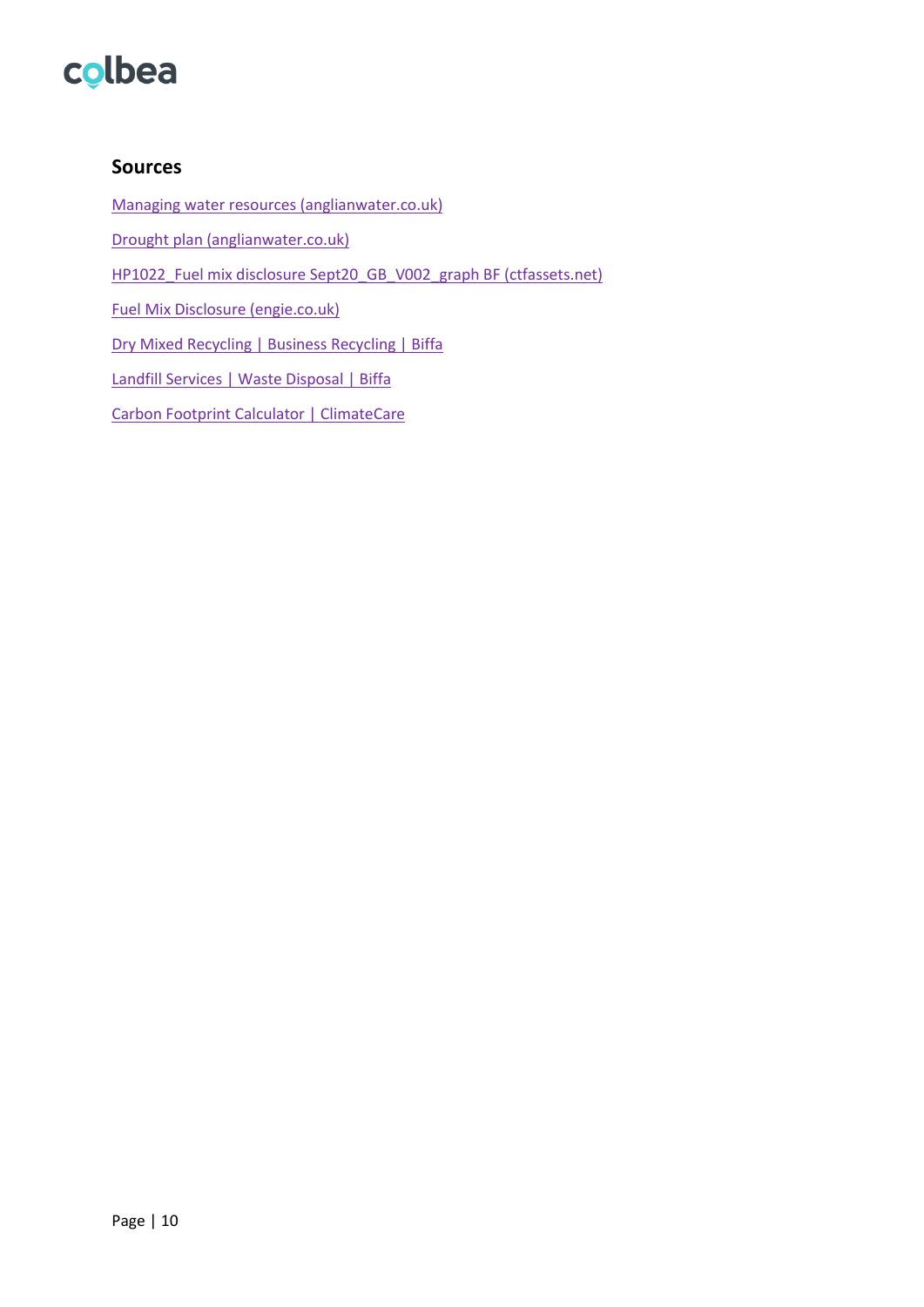## Sources

Managing water resources (anglianwater.co.uk)

Drought plan (anglianwater.co.uk)

HP1022_Fuel mix disclosure Sept20_GB_V002_graph BF (ctfassets.net)

Fuel Mix Disclosure (engie.co.uk)

Dry Mixed Recycling | Business Recycling | Biffa

Landfill Services | Waste Disposal | Biffa

Carbon Footprint Calculator | ClimateCare